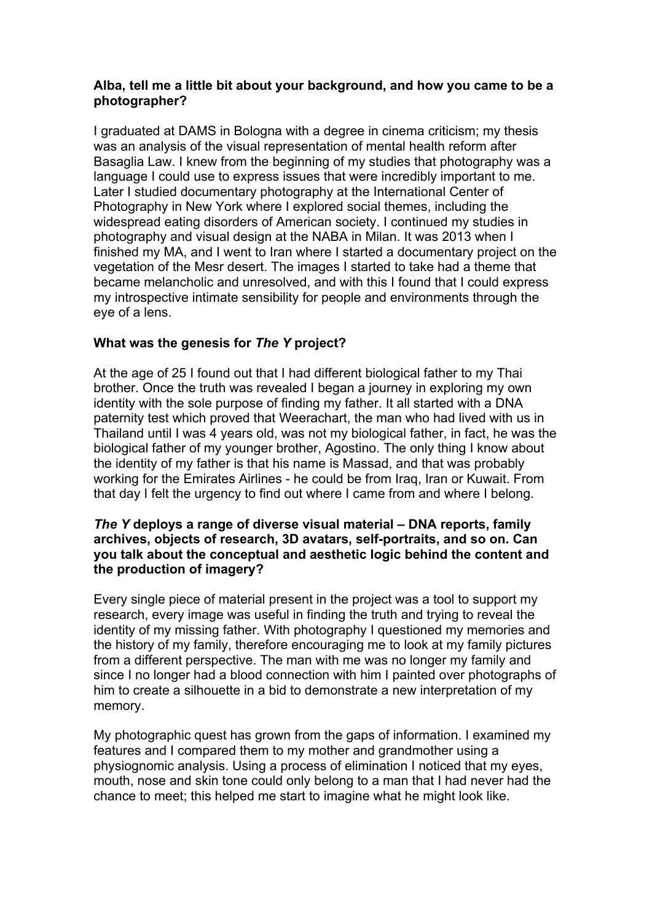**Alba, tell me a little bit about your background, and how you came to be a photographer?**

I graduated at DAMS in Bologna with a degree in cinema criticism; my thesis was an analysis of the visual representation of mental health reform after Basaglia Law. I knew from the beginning of my studies that photography was a language I could use to express issues that were incredibly important to me. Later I studied documentary photography at the International Center of Photography in New York where I explored social themes, including the widespread eating disorders of American society. I continued my studies in photography and visual design at the NABA in Milan. It was 2013 when I finished my MA, and I went to Iran where I started a documentary project on the vegetation of the Mesr desert. The images I started to take had a theme that became melancholic and unresolved, and with this I found that I could express my introspective intimate sensibility for people and environments through the eye of a lens.

**What was the genesis for *The Y* project?**

At the age of 25 I found out that I had different biological father to my Thai brother. Once the truth was revealed I began a journey in exploring my own identity with the sole purpose of finding my father. It all started with a DNA paternity test which proved that Weerachart, the man who had lived with us in Thailand until I was 4 years old, was not my biological father, in fact, he was the biological father of my younger brother, Agostino. The only thing I know about the identity of my father is that his name is Massad, and that was probably working for the Emirates Airlines - he could be from Iraq, Iran or Kuwait. From that day I felt the urgency to find out where I came from and where I belong.

***The Y* deploys a range of diverse visual material – DNA reports, family archives, objects of research, 3D avatars, self-portraits, and so on. Can you talk about the conceptual and aesthetic logic behind the content and the production of imagery?**

Every single piece of material present in the project was a tool to support my research, every image was useful in finding the truth and trying to reveal the identity of my missing father. With photography I questioned my memories and the history of my family, therefore encouraging me to look at my family pictures from a different perspective. The man with me was no longer my family and since I no longer had a blood connection with him I painted over photographs of him to create a silhouette in a bid to demonstrate a new interpretation of my memory.

My photographic quest has grown from the gaps of information. I examined my features and I compared them to my mother and grandmother using a physiognomic analysis. Using a process of elimination I noticed that my eyes, mouth, nose and skin tone could only belong to a man that I had never had the chance to meet; this helped me start to imagine what he might look like.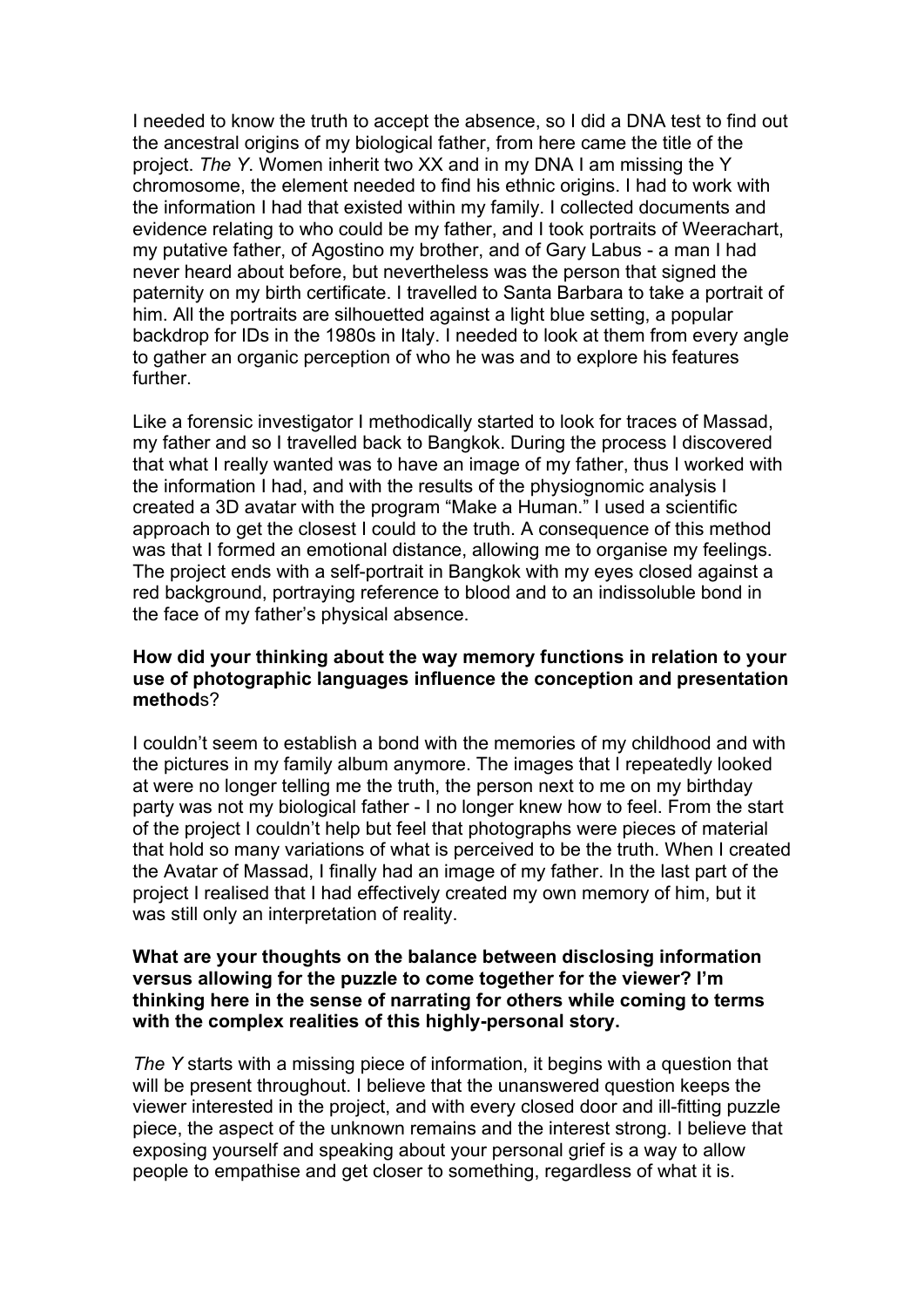I needed to know the truth to accept the absence, so I did a DNA test to find out the ancestral origins of my biological father, from here came the title of the project. *The Y*. Women inherit two XX and in my DNA I am missing the Y chromosome, the element needed to find his ethnic origins. I had to work with the information I had that existed within my family. I collected documents and evidence relating to who could be my father, and I took portraits of Weerachart, my putative father, of Agostino my brother, and of Gary Labus - a man I had never heard about before, but nevertheless was the person that signed the paternity on my birth certificate. I travelled to Santa Barbara to take a portrait of him. All the portraits are silhouetted against a light blue setting, a popular backdrop for IDs in the 1980s in Italy. I needed to look at them from every angle to gather an organic perception of who he was and to explore his features further.

Like a forensic investigator I methodically started to look for traces of Massad, my father and so I travelled back to Bangkok. During the process I discovered that what I really wanted was to have an image of my father, thus I worked with the information I had, and with the results of the physiognomic analysis I created a 3D avatar with the program "Make a Human." I used a scientific approach to get the closest I could to the truth. A consequence of this method was that I formed an emotional distance, allowing me to organise my feelings. The project ends with a self-portrait in Bangkok with my eyes closed against a red background, portraying reference to blood and to an indissoluble bond in the face of my father's physical absence.

**How did your thinking about the way memory functions in relation to your use of photographic languages influence the conception and presentation methods?**

I couldn't seem to establish a bond with the memories of my childhood and with the pictures in my family album anymore. The images that I repeatedly looked at were no longer telling me the truth, the person next to me on my birthday party was not my biological father - I no longer knew how to feel. From the start of the project I couldn't help but feel that photographs were pieces of material that hold so many variations of what is perceived to be the truth. When I created the Avatar of Massad, I finally had an image of my father. In the last part of the project I realised that I had effectively created my own memory of him, but it was still only an interpretation of reality.

**What are your thoughts on the balance between disclosing information versus allowing for the puzzle to come together for the viewer? I'm thinking here in the sense of narrating for others while coming to terms with the complex realities of this highly-personal story.**

*The Y* starts with a missing piece of information, it begins with a question that will be present throughout. I believe that the unanswered question keeps the viewer interested in the project, and with every closed door and ill-fitting puzzle piece, the aspect of the unknown remains and the interest strong. I believe that exposing yourself and speaking about your personal grief is a way to allow people to empathise and get closer to something, regardless of what it is.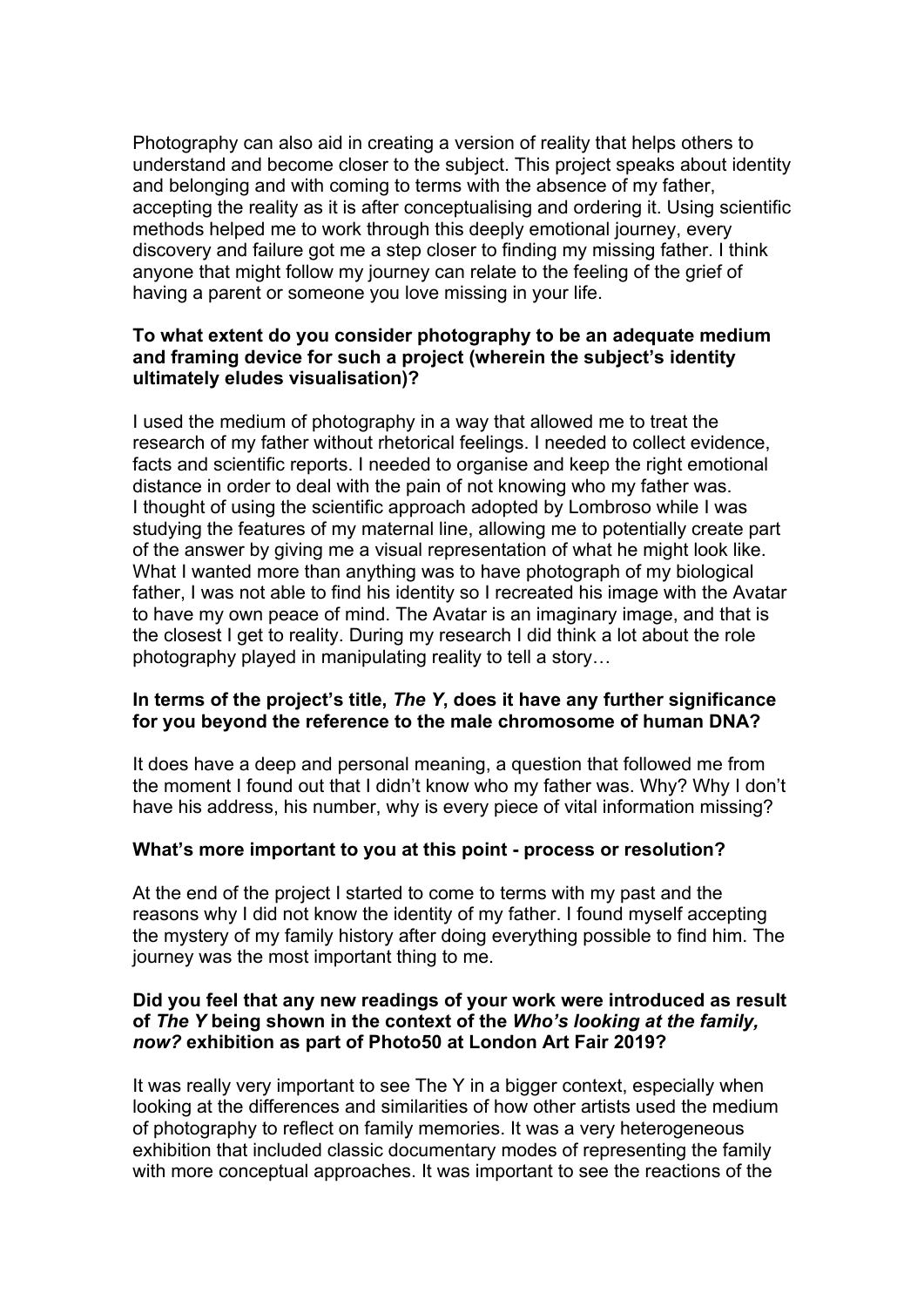Photography can also aid in creating a version of reality that helps others to understand and become closer to the subject. This project speaks about identity and belonging and with coming to terms with the absence of my father, accepting the reality as it is after conceptualising and ordering it. Using scientific methods helped me to work through this deeply emotional journey, every discovery and failure got me a step closer to finding my missing father. I think anyone that might follow my journey can relate to the feeling of the grief of having a parent or someone you love missing in your life.

**To what extent do you consider photography to be an adequate medium and framing device for such a project (wherein the subject's identity ultimately eludes visualisation)?**

I used the medium of photography in a way that allowed me to treat the research of my father without rhetorical feelings. I needed to collect evidence, facts and scientific reports. I needed to organise and keep the right emotional distance in order to deal with the pain of not knowing who my father was. I thought of using the scientific approach adopted by Lombroso while I was studying the features of my maternal line, allowing me to potentially create part of the answer by giving me a visual representation of what he might look like. What I wanted more than anything was to have photograph of my biological father, I was not able to find his identity so I recreated his image with the Avatar to have my own peace of mind. The Avatar is an imaginary image, and that is the closest I get to reality. During my research I did think a lot about the role photography played in manipulating reality to tell a story…

**In terms of the project's title, *The Y*, does it have any further significance for you beyond the reference to the male chromosome of human DNA?**

It does have a deep and personal meaning, a question that followed me from the moment I found out that I didn't know who my father was. Why? Why I don't have his address, his number, why is every piece of vital information missing?

**What's more important to you at this point - process or resolution?**

At the end of the project I started to come to terms with my past and the reasons why I did not know the identity of my father. I found myself accepting the mystery of my family history after doing everything possible to find him. The journey was the most important thing to me.

**Did you feel that any new readings of your work were introduced as result of *The Y* being shown in the context of the *Who's looking at the family, now?* exhibition as part of Photo50 at London Art Fair 2019?**

It was really very important to see The Y in a bigger context, especially when looking at the differences and similarities of how other artists used the medium of photography to reflect on family memories. It was a very heterogeneous exhibition that included classic documentary modes of representing the family with more conceptual approaches. It was important to see the reactions of the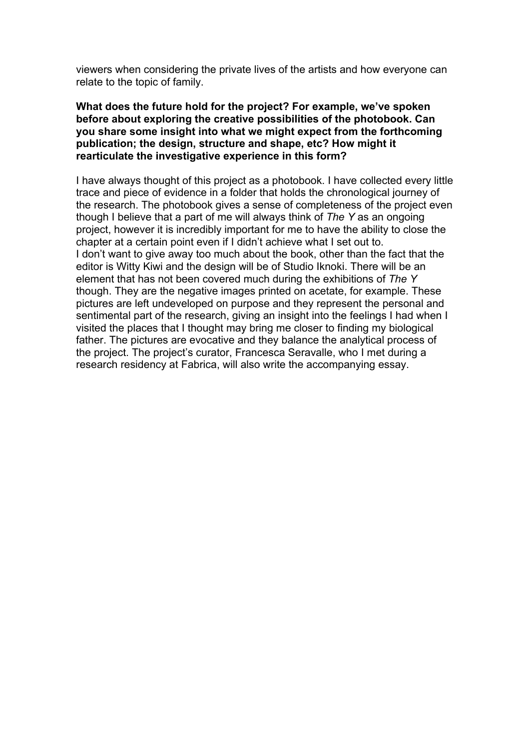viewers when considering the private lives of the artists and how everyone can relate to the topic of family.

**What does the future hold for the project? For example, we've spoken before about exploring the creative possibilities of the photobook. Can you share some insight into what we might expect from the forthcoming publication; the design, structure and shape, etc? How might it rearticulate the investigative experience in this form?**

I have always thought of this project as a photobook. I have collected every little trace and piece of evidence in a folder that holds the chronological journey of the research. The photobook gives a sense of completeness of the project even though I believe that a part of me will always think of *The Y* as an ongoing project, however it is incredibly important for me to have the ability to close the chapter at a certain point even if I didn't achieve what I set out to.
I don't want to give away too much about the book, other than the fact that the editor is Witty Kiwi and the design will be of Studio Iknoki. There will be an element that has not been covered much during the exhibitions of *The Y* though. They are the negative images printed on acetate, for example. These pictures are left undeveloped on purpose and they represent the personal and sentimental part of the research, giving an insight into the feelings I had when I visited the places that I thought may bring me closer to finding my biological father. The pictures are evocative and they balance the analytical process of the project. The project's curator, Francesca Seravalle, who I met during a research residency at Fabrica, will also write the accompanying essay.